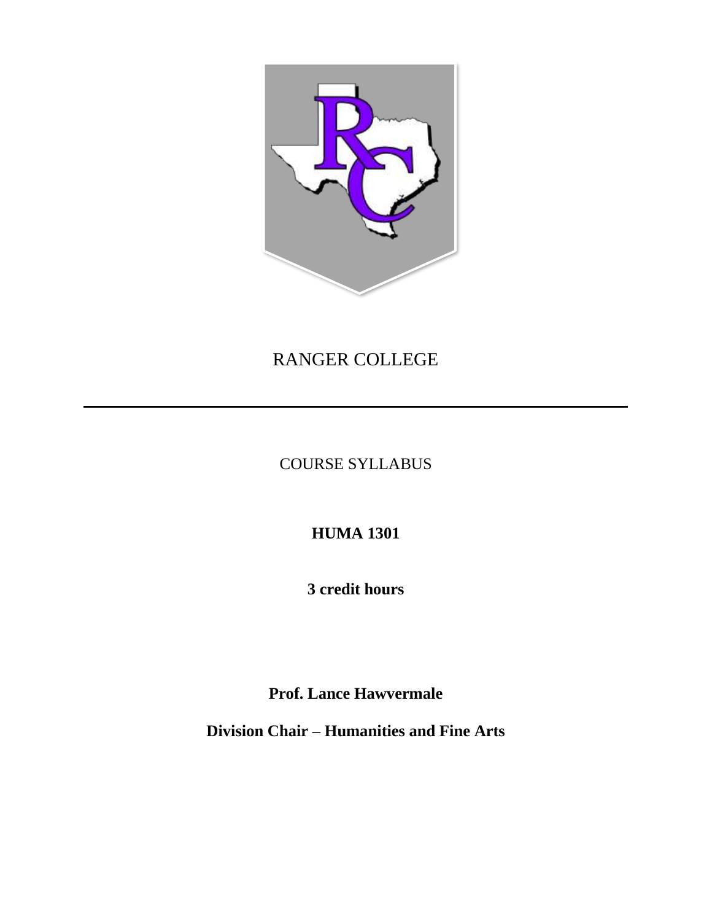RANGER COLLEGE

---

COURSE SYLLABUS

**HUMA 1301**

**3 credit hours**

**Prof. Lance Hawvermale**

**Division Chair – Humanities and Fine Arts**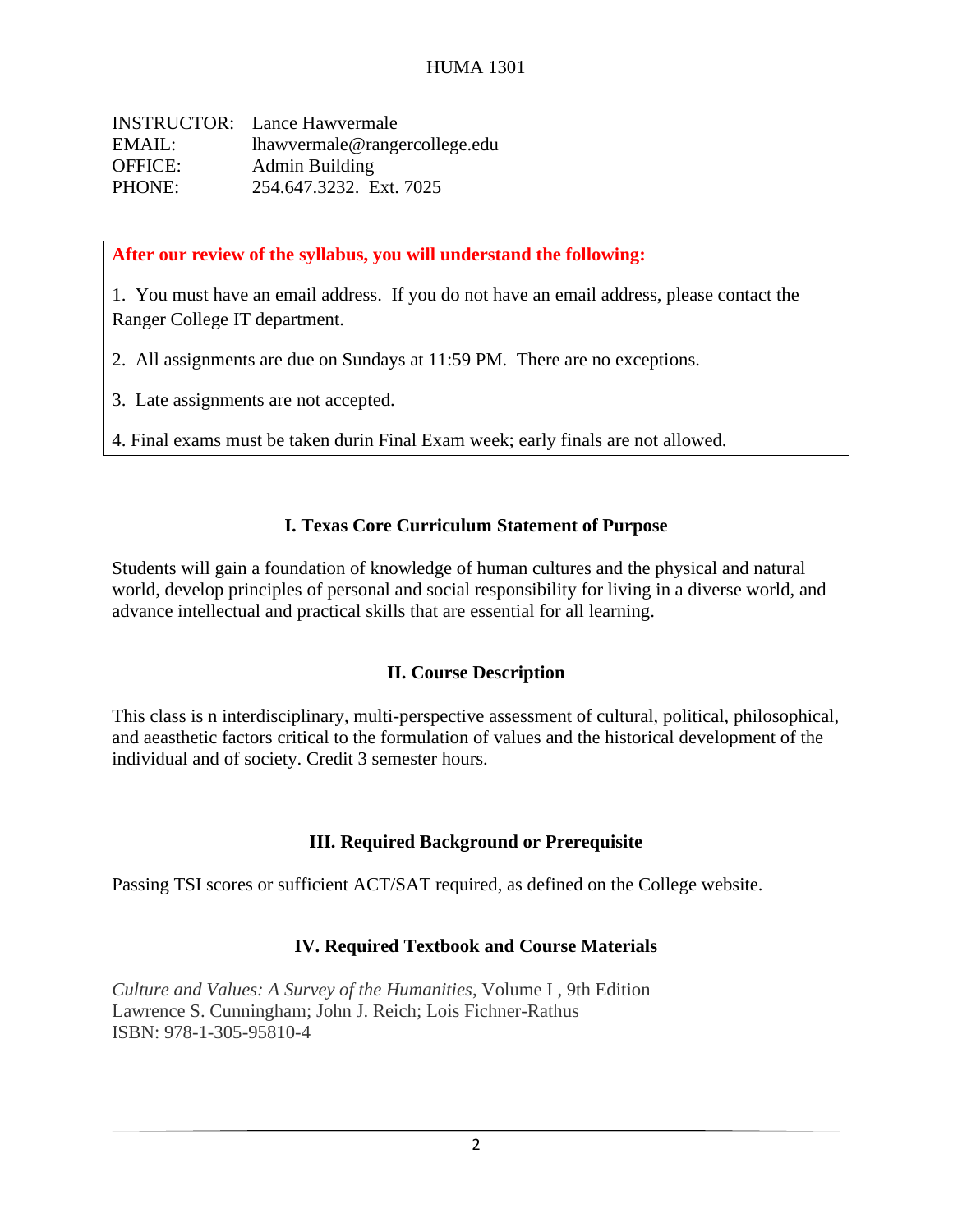HUMA 1301

INSTRUCTOR: Lance Hawvermale
EMAIL: lhawvermale@rangercollege.edu
OFFICE: Admin Building
PHONE: 254.647.3232. Ext. 7025

**After our review of the syllabus, you will understand the following:**

1. You must have an email address. If you do not have an email address, please contact the Ranger College IT department.

2. All assignments are due on Sundays at 11:59 PM. There are no exceptions.

3. Late assignments are not accepted.

4. Final exams must be taken durin Final Exam week; early finals are not allowed.

## I. Texas Core Curriculum Statement of Purpose

Students will gain a foundation of knowledge of human cultures and the physical and natural world, develop principles of personal and social responsibility for living in a diverse world, and advance intellectual and practical skills that are essential for all learning.

## II. Course Description

This class is n interdisciplinary, multi-perspective assessment of cultural, political, philosophical, and aeasthetic factors critical to the formulation of values and the historical development of the individual and of society. Credit 3 semester hours.

## III. Required Background or Prerequisite

Passing TSI scores or sufficient ACT/SAT required, as defined on the College website.

## IV. Required Textbook and Course Materials

*Culture and Values: A Survey of the Humanities*, Volume I , 9th Edition
Lawrence S. Cunningham; John J. Reich; Lois Fichner-Rathus
ISBN: 978-1-305-95810-4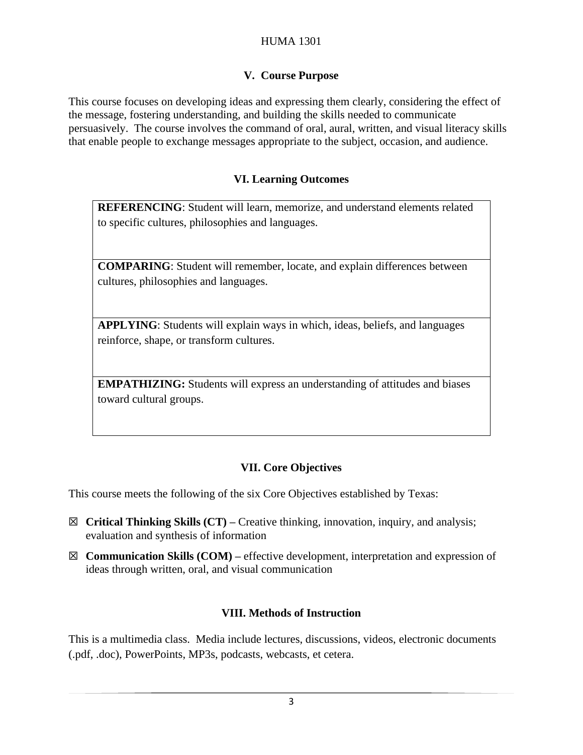## V. Course Purpose

This course focuses on developing ideas and expressing them clearly, considering the effect of the message, fostering understanding, and building the skills needed to communicate persuasively. The course involves the command of oral, aural, written, and visual literacy skills that enable people to exchange messages appropriate to the subject, occasion, and audience.

## VI. Learning Outcomes

| |
|---|
| **REFERENCING**: Student will learn, memorize, and understand elements related to specific cultures, philosophies and languages. |
| **COMPARING**: Student will remember, locate, and explain differences between cultures, philosophies and languages. |
| **APPLYING**: Students will explain ways in which, ideas, beliefs, and languages reinforce, shape, or transform cultures. |
| **EMPATHIZING:** Students will express an understanding of attitudes and biases toward cultural groups. |

## VII. Core Objectives

This course meets the following of the six Core Objectives established by Texas:

☒ **Critical Thinking Skills (CT) –** Creative thinking, innovation, inquiry, and analysis; evaluation and synthesis of information

☒ **Communication Skills (COM) –** effective development, interpretation and expression of ideas through written, oral, and visual communication

## VIII. Methods of Instruction

This is a multimedia class. Media include lectures, discussions, videos, electronic documents (.pdf, .doc), PowerPoints, MP3s, podcasts, webcasts, et cetera.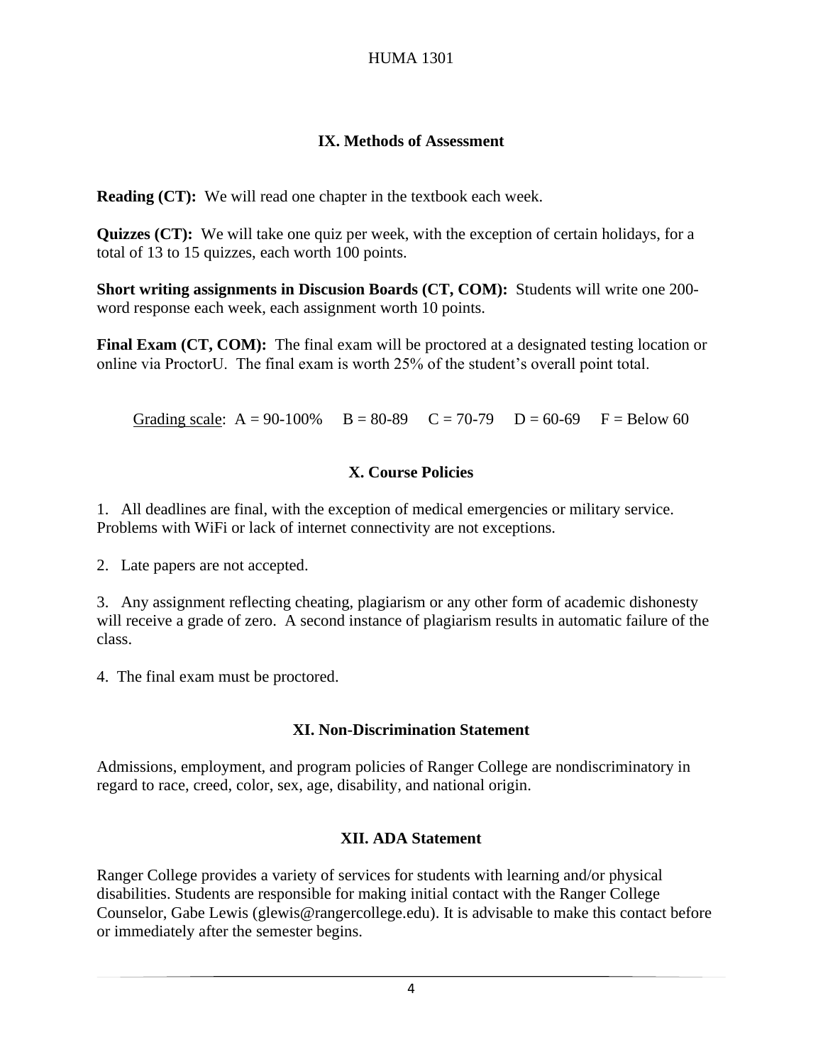## IX. Methods of Assessment

**Reading (CT):** We will read one chapter in the textbook each week.

**Quizzes (CT):** We will take one quiz per week, with the exception of certain holidays, for a total of 13 to 15 quizzes, each worth 100 points.

**Short writing assignments in Discusion Boards (CT, COM):** Students will write one 200-word response each week, each assignment worth 10 points.

**Final Exam (CT, COM):** The final exam will be proctored at a designated testing location or online via ProctorU. The final exam is worth 25% of the student's overall point total.

Grading scale: A = 90-100% B = 80-89 C = 70-79 D = 60-69 F = Below 60

## X. Course Policies

1. All deadlines are final, with the exception of medical emergencies or military service. Problems with WiFi or lack of internet connectivity are not exceptions.

2. Late papers are not accepted.

3. Any assignment reflecting cheating, plagiarism or any other form of academic dishonesty will receive a grade of zero. A second instance of plagiarism results in automatic failure of the class.

4. The final exam must be proctored.

## XI. Non-Discrimination Statement

Admissions, employment, and program policies of Ranger College are nondiscriminatory in regard to race, creed, color, sex, age, disability, and national origin.

## XII. ADA Statement

Ranger College provides a variety of services for students with learning and/or physical disabilities. Students are responsible for making initial contact with the Ranger College Counselor, Gabe Lewis (glewis@rangercollege.edu). It is advisable to make this contact before or immediately after the semester begins.